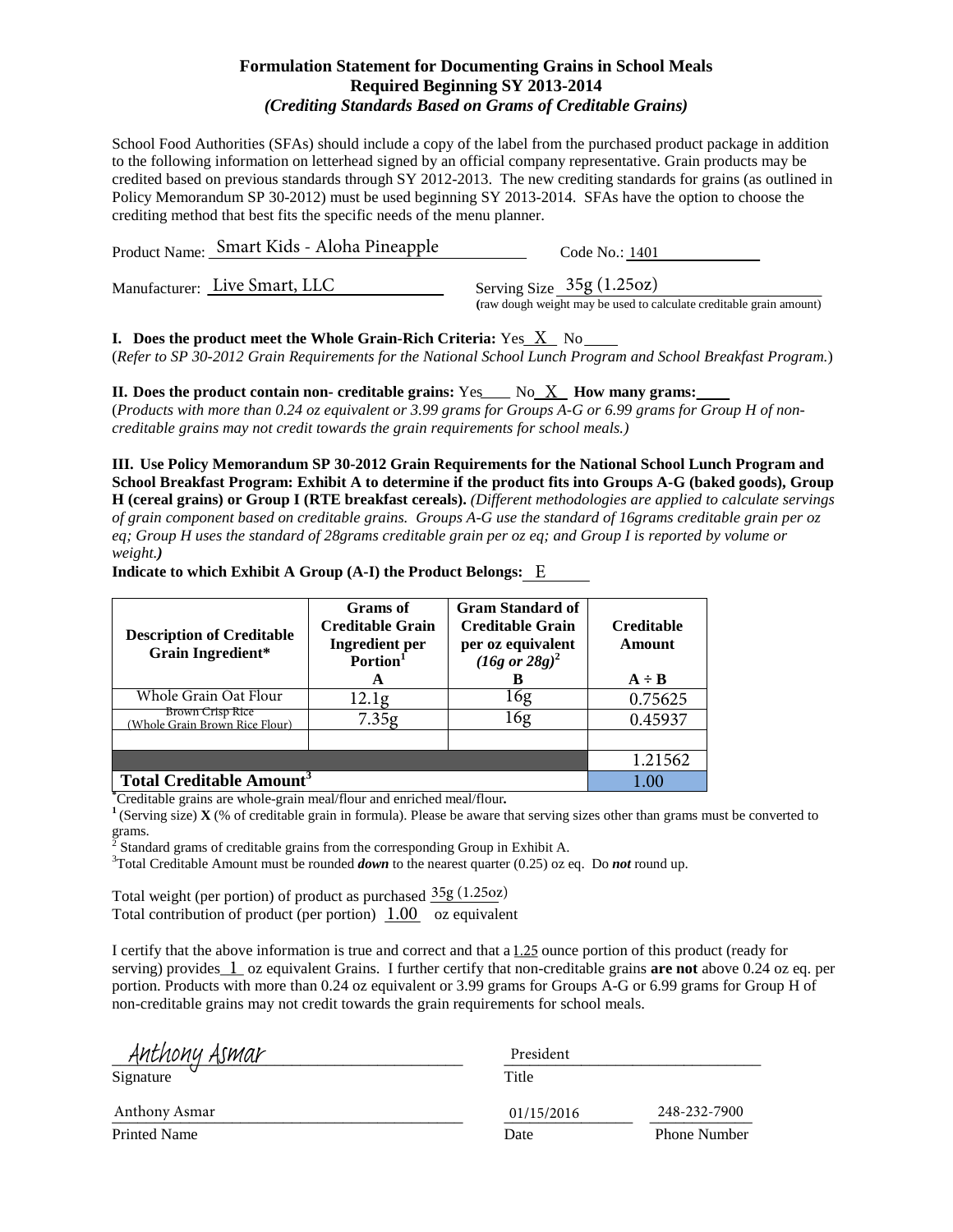# Formulation Statement for Documenting Grains in School Meals
## Required Beginning SY 2013-2014
### *(Crediting Standards Based on Grams of Creditable Grains)*

School Food Authorities (SFAs) should include a copy of the label from the purchased product package in addition to the following information on letterhead signed by an official company representative. Grain products may be credited based on previous standards through SY 2012-2013. The new crediting standards for grains (as outlined in Policy Memorandum SP 30-2012) must be used beginning SY 2013-2014. SFAs have the option to choose the crediting method that best fits the specific needs of the menu planner.

Product Name: Smart Kids - Aloha Pineapple    Code No.: 1401

Manufacturer: Live Smart, LLC    Serving Size 35g (1.25oz)
(raw dough weight may be used to calculate creditable grain amount)

**I. Does the product meet the Whole Grain-Rich Criteria:** Yes X No ____
(*Refer to SP 30-2012 Grain Requirements for the National School Lunch Program and School Breakfast Program.*)

**II. Does the product contain non- creditable grains:** Yes____ No X **How many grams:** ____
(*Products with more than 0.24 oz equivalent or 3.99 grams for Groups A-G or 6.99 grams for Group H of non-creditable grains may not credit towards the grain requirements for school meals.)*

**III. Use Policy Memorandum SP 30-2012 Grain Requirements for the National School Lunch Program and School Breakfast Program: Exhibit A to determine if the product fits into Groups A-G (baked goods), Group H (cereal grains) or Group I (RTE breakfast cereals).** *(Different methodologies are applied to calculate servings of grain component based on creditable grains. Groups A-G use the standard of 16grams creditable grain per oz eq; Group H uses the standard of 28grams creditable grain per oz eq; and Group I is reported by volume or weight.)*

**Indicate to which Exhibit A Group (A-I) the Product Belongs:** E

| Description of Creditable Grain Ingredient* | Grams of Creditable Grain Ingredient per Portion[1] A | Gram Standard of Creditable Grain per oz equivalent *(16g or 28g)*[2] B | Creditable Amount A ÷ B |
|---|---|---|---|
| Whole Grain Oat Flour | 12.1g | 16g | 0.75625 |
| Brown Crisp Rice (Whole Grain Brown Rice Flour) | 7.35g | 16g | 0.45937 |
| | | | |
| | | | 1.21562 |
| **Total Creditable Amount[3]** | | | 1.00 |

*Creditable grains are whole-grain meal/flour and enriched meal/flour.
[1] (Serving size) **X** (% of creditable grain in formula). Please be aware that serving sizes other than grams must be converted to grams.
[2] Standard grams of creditable grains from the corresponding Group in Exhibit A.
[3] Total Creditable Amount must be rounded ***down*** to the nearest quarter (0.25) oz eq. Do ***not*** round up.

Total weight (per portion) of product as purchased 35g (1.25oz)
Total contribution of product (per portion) 1.00 oz equivalent

I certify that the above information is true and correct and that a 1.25 ounce portion of this product (ready for serving) provides 1 oz equivalent Grains. I further certify that non-creditable grains **are not** above 0.24 oz eq. per portion. Products with more than 0.24 oz equivalent or 3.99 grams for Groups A-G or 6.99 grams for Group H of non-creditable grains may not credit towards the grain requirements for school meals.

Signature: Anthony Asmar    Title: President

Printed Name: Anthony Asmar    Date: 01/15/2016    Phone Number: 248-232-7900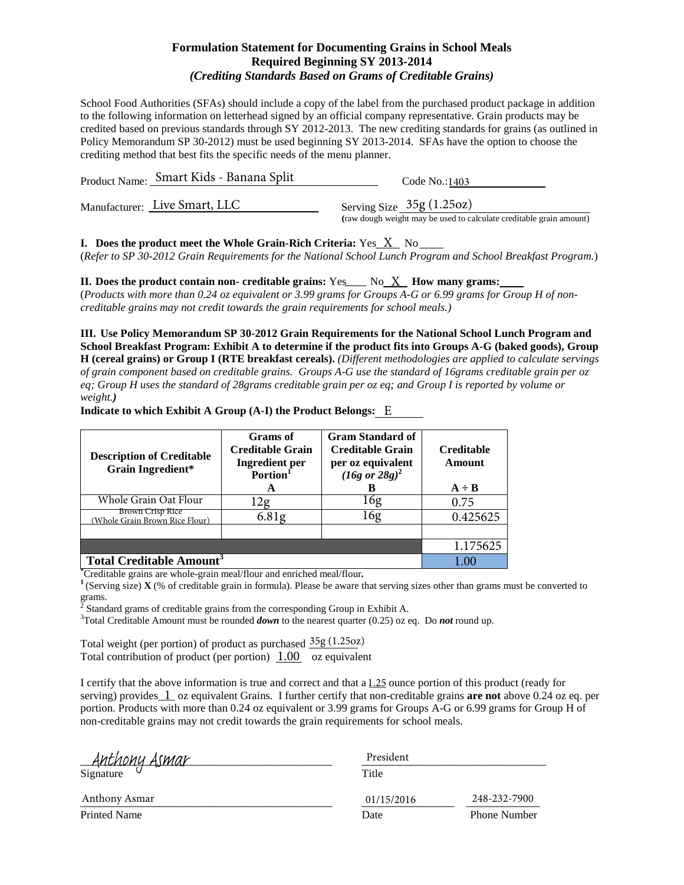# Formulation Statement for Documenting Grains in School Meals
## Required Beginning SY 2013-2014
### *(Crediting Standards Based on Grams of Creditable Grains)*

School Food Authorities (SFAs) should include a copy of the label from the purchased product package in addition to the following information on letterhead signed by an official company representative. Grain products may be credited based on previous standards through SY 2012-2013. The new crediting standards for grains (as outlined in Policy Memorandum SP 30-2012) must be used beginning SY 2013-2014. SFAs have the option to choose the crediting method that best fits the specific needs of the menu planner.

Product Name: Smart Kids - Banana Split    Code No.: 1403

Manufacturer: Live Smart, LLC    Serving Size 35g (1.25oz)
(raw dough weight may be used to calculate creditable grain amount)

**I. Does the product meet the Whole Grain-Rich Criteria:** Yes X No ____
(*Refer to SP 30-2012 Grain Requirements for the National School Lunch Program and School Breakfast Program.*)

**II. Does the product contain non- creditable grains:** Yes ____ No X **How many grams:** ____
(*Products with more than 0.24 oz equivalent or 3.99 grams for Groups A-G or 6.99 grams for Group H of non-creditable grains may not credit towards the grain requirements for school meals.)*

**III. Use Policy Memorandum SP 30-2012 Grain Requirements for the National School Lunch Program and School Breakfast Program: Exhibit A to determine if the product fits into Groups A-G (baked goods), Group H (cereal grains) or Group I (RTE breakfast cereals).** *(Different methodologies are applied to calculate servings of grain component based on creditable grains. Groups A-G use the standard of 16grams creditable grain per oz eq; Group H uses the standard of 28grams creditable grain per oz eq; and Group I is reported by volume or weight.)*

**Indicate to which Exhibit A Group (A-I) the Product Belongs:** E

| Description of Creditable Grain Ingredient* | Grams of Creditable Grain Ingredient per Portion[1] A | Gram Standard of Creditable Grain per oz equivalent (16g or 28g)[2] B | Creditable Amount A ÷ B |
|---|---|---|---|
| Whole Grain Oat Flour | 12g | 16g | 0.75 |
| Brown Crisp Rice (Whole Grain Brown Rice Flour) | 6.81g | 16g | 0.425625 |
| | | | |
| | | | 1.175625 |
| **Total Creditable Amount[3]** | | | 1.00 |

*Creditable grains are whole-grain meal/flour and enriched meal/flour.
[1] (Serving size) **X** (% of creditable grain in formula). Please be aware that serving sizes other than grams must be converted to grams.
[2] Standard grams of creditable grains from the corresponding Group in Exhibit A.
[3] Total Creditable Amount must be rounded ***down*** to the nearest quarter (0.25) oz eq. Do ***not*** round up.

Total weight (per portion) of product as purchased 35g (1.25oz)
Total contribution of product (per portion) 1.00 oz equivalent

I certify that the above information is true and correct and that a 1.25 ounce portion of this product (ready for serving) provides 1 oz equivalent Grains. I further certify that non-creditable grains **are not** above 0.24 oz eq. per portion. Products with more than 0.24 oz equivalent or 3.99 grams for Groups A-G or 6.99 grams for Group H of non-creditable grains may not credit towards the grain requirements for school meals.

Anthony Asmar
Signature

President
Title

Anthony Asmar
Printed Name

01/15/2016
Date

248-232-7900
Phone Number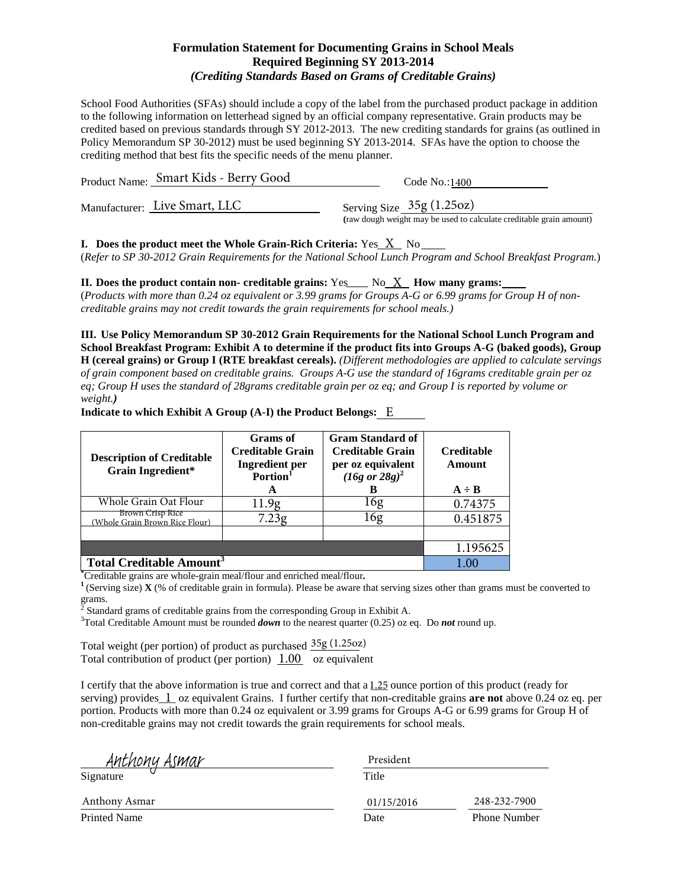# Formulation Statement for Documenting Grains in School Meals
## Required Beginning SY 2013-2014
### *(Crediting Standards Based on Grams of Creditable Grains)*

School Food Authorities (SFAs) should include a copy of the label from the purchased product package in addition to the following information on letterhead signed by an official company representative. Grain products may be credited based on previous standards through SY 2012-2013. The new crediting standards for grains (as outlined in Policy Memorandum SP 30-2012) must be used beginning SY 2013-2014. SFAs have the option to choose the crediting method that best fits the specific needs of the menu planner.

Product Name: Smart Kids - Berry Good Code No.: 1400

Manufacturer: Live Smart, LLC Serving Size 35g (1.25oz)
(raw dough weight may be used to calculate creditable grain amount)

**I. Does the product meet the Whole Grain-Rich Criteria:** Yes X No ____
(*Refer to SP 30-2012 Grain Requirements for the National School Lunch Program and School Breakfast Program.*)

**II. Does the product contain non- creditable grains:** Yes ____ No X **How many grams:** ____
(*Products with more than 0.24 oz equivalent or 3.99 grams for Groups A-G or 6.99 grams for Group H of non-creditable grains may not credit towards the grain requirements for school meals.)*

**III. Use Policy Memorandum SP 30-2012 Grain Requirements for the National School Lunch Program and School Breakfast Program: Exhibit A to determine if the product fits into Groups A-G (baked goods), Group H (cereal grains) or Group I (RTE breakfast cereals).** *(Different methodologies are applied to calculate servings of grain component based on creditable grains. Groups A-G use the standard of 16grams creditable grain per oz eq; Group H uses the standard of 28grams creditable grain per oz eq; and Group I is reported by volume or weight.)*

**Indicate to which Exhibit A Group (A-I) the Product Belongs:** E

| Description of Creditable Grain Ingredient* | Grams of Creditable Grain Ingredient per Portion[1] A | Gram Standard of Creditable Grain per oz equivalent (16g or 28g)[2] B | Creditable Amount A ÷ B |
|---|---|---|---|
| Whole Grain Oat Flour | 11.9g | 16g | 0.74375 |
| Brown Crisp Rice (Whole Grain Brown Rice Flour) | 7.23g | 16g | 0.451875 |
| | | | |
| | | | 1.195625 |
| **Total Creditable Amount[3]** | | | 1.00 |

*Creditable grains are whole-grain meal/flour and enriched meal/flour.
[1] (Serving size) **X** (% of creditable grain in formula). Please be aware that serving sizes other than grams must be converted to grams.
[2] Standard grams of creditable grains from the corresponding Group in Exhibit A.
[3] Total Creditable Amount must be rounded ***down*** to the nearest quarter (0.25) oz eq. Do ***not*** round up.

Total weight (per portion) of product as purchased 35g (1.25oz)
Total contribution of product (per portion) 1.00 oz equivalent

I certify that the above information is true and correct and that a 1.25 ounce portion of this product (ready for serving) provides 1 oz equivalent Grains. I further certify that non-creditable grains **are not** above 0.24 oz eq. per portion. Products with more than 0.24 oz equivalent or 3.99 grams for Groups A-G or 6.99 grams for Group H of non-creditable grains may not credit towards the grain requirements for school meals.

Anthony Asmar
Signature

President
Title

Anthony Asmar
Printed Name

01/15/2016
Date

248-232-7900
Phone Number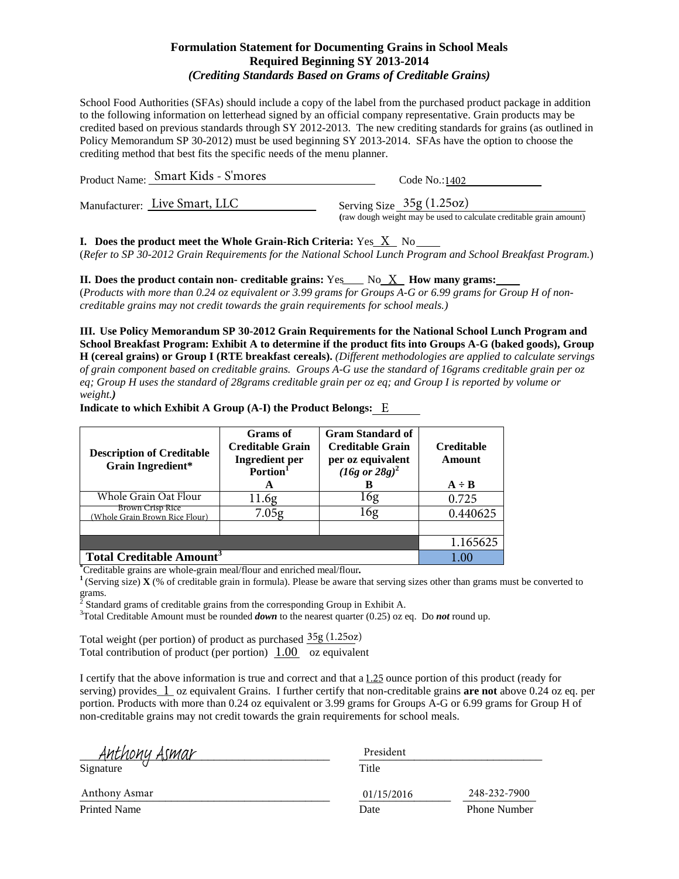# Formulation Statement for Documenting Grains in School Meals
## Required Beginning SY 2013-2014
### *(Crediting Standards Based on Grams of Creditable Grains)*

School Food Authorities (SFAs) should include a copy of the label from the purchased product package in addition to the following information on letterhead signed by an official company representative. Grain products may be credited based on previous standards through SY 2012-2013. The new crediting standards for grains (as outlined in Policy Memorandum SP 30-2012) must be used beginning SY 2013-2014. SFAs have the option to choose the crediting method that best fits the specific needs of the menu planner.

Product Name: Smart Kids - S'mores　　Code No.: 1402

Manufacturer: Live Smart, LLC　　Serving Size 35g (1.25oz)
(raw dough weight may be used to calculate creditable grain amount)

**I. Does the product meet the Whole Grain-Rich Criteria:** Yes X No ____
(*Refer to SP 30-2012 Grain Requirements for the National School Lunch Program and School Breakfast Program.*)

**II. Does the product contain non- creditable grains:** Yes ____ No X **How many grams:** ____
(*Products with more than 0.24 oz equivalent or 3.99 grams for Groups A-G or 6.99 grams for Group H of non-creditable grains may not credit towards the grain requirements for school meals.)*

**III. Use Policy Memorandum SP 30-2012 Grain Requirements for the National School Lunch Program and School Breakfast Program: Exhibit A to determine if the product fits into Groups A-G (baked goods), Group H (cereal grains) or Group I (RTE breakfast cereals).** *(Different methodologies are applied to calculate servings of grain component based on creditable grains. Groups A-G use the standard of 16grams creditable grain per oz eq; Group H uses the standard of 28grams creditable grain per oz eq; and Group I is reported by volume or weight.)*

**Indicate to which Exhibit A Group (A-I) the Product Belongs:** E

| Description of Creditable Grain Ingredient* | Grams of Creditable Grain Ingredient per Portion[1] A | Gram Standard of Creditable Grain per oz equivalent *(16g or 28g)*[2] B | Creditable Amount A ÷ B |
|---|---|---|---|
| Whole Grain Oat Flour | 11.6g | 16g | 0.725 |
| Brown Crisp Rice (Whole Grain Brown Rice Flour) | 7.05g | 16g | 0.440625 |
| | | | |
| | | | 1.165625 |
| **Total Creditable Amount[3]** | | | 1.00 |

*Creditable grains are whole-grain meal/flour and enriched meal/flour.
[1] (Serving size) **X** (% of creditable grain in formula). Please be aware that serving sizes other than grams must be converted to grams.
[2] Standard grams of creditable grains from the corresponding Group in Exhibit A.
[3] Total Creditable Amount must be rounded ***down*** to the nearest quarter (0.25) oz eq. Do ***not*** round up.

Total weight (per portion) of product as purchased 35g (1.25oz)
Total contribution of product (per portion) 1.00 oz equivalent

I certify that the above information is true and correct and that a 1.25 ounce portion of this product (ready for serving) provides 1 oz equivalent Grains. I further certify that non-creditable grains **are not** above 0.24 oz eq. per portion. Products with more than 0.24 oz equivalent or 3.99 grams for Groups A-G or 6.99 grams for Group H of non-creditable grains may not credit towards the grain requirements for school meals.

Anthony Asmar　　President
Signature　　Title

Anthony Asmar　　01/15/2016　　248-232-7900
Printed Name　　Date　　Phone Number